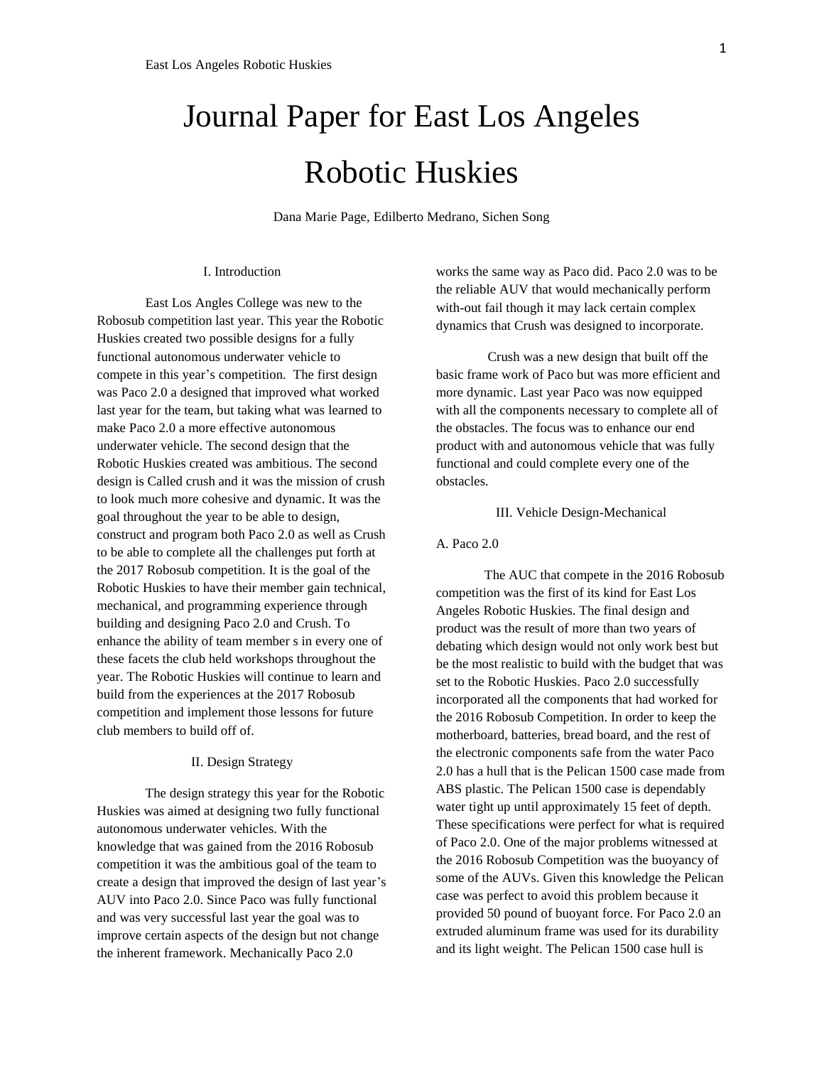# Journal Paper for East Los Angeles Robotic Huskies

Dana Marie Page, Edilberto Medrano, Sichen Song

## I. Introduction

East Los Angles College was new to the Robosub competition last year. This year the Robotic Huskies created two possible designs for a fully functional autonomous underwater vehicle to compete in this year's competition. The first design was Paco 2.0 a designed that improved what worked last year for the team, but taking what was learned to make Paco 2.0 a more effective autonomous underwater vehicle. The second design that the Robotic Huskies created was ambitious. The second design is Called crush and it was the mission of crush to look much more cohesive and dynamic. It was the goal throughout the year to be able to design, construct and program both Paco 2.0 as well as Crush to be able to complete all the challenges put forth at the 2017 Robosub competition. It is the goal of the Robotic Huskies to have their member gain technical, mechanical, and programming experience through building and designing Paco 2.0 and Crush. To enhance the ability of team member s in every one of these facets the club held workshops throughout the year. The Robotic Huskies will continue to learn and build from the experiences at the 2017 Robosub competition and implement those lessons for future club members to build off of.

## II. Design Strategy

The design strategy this year for the Robotic Huskies was aimed at designing two fully functional autonomous underwater vehicles. With the knowledge that was gained from the 2016 Robosub competition it was the ambitious goal of the team to create a design that improved the design of last year's AUV into Paco 2.0. Since Paco was fully functional and was very successful last year the goal was to improve certain aspects of the design but not change the inherent framework. Mechanically Paco 2.0 works the same way as Paco did. Paco 2.0 was to be the reliable AUV that would mechanically perform with-out fail though it may lack certain complex dynamics that Crush was designed to incorporate.

Crush was a new design that built off the basic frame work of Paco but was more efficient and more dynamic. Last year Paco was now equipped with all the components necessary to complete all of the obstacles. The focus was to enhance our end product with and autonomous vehicle that was fully functional and could complete every one of the obstacles.

## III. Vehicle Design-Mechanical

### A. Paco 2.0

The AUC that compete in the 2016 Robosub competition was the first of its kind for East Los Angeles Robotic Huskies. The final design and product was the result of more than two years of debating which design would not only work best but be the most realistic to build with the budget that was set to the Robotic Huskies. Paco 2.0 successfully incorporated all the components that had worked for the 2016 Robosub Competition. In order to keep the motherboard, batteries, bread board, and the rest of the electronic components safe from the water Paco 2.0 has a hull that is the Pelican 1500 case made from ABS plastic. The Pelican 1500 case is dependably water tight up until approximately 15 feet of depth. These specifications were perfect for what is required of Paco 2.0. One of the major problems witnessed at the 2016 Robosub Competition was the buoyancy of some of the AUVs. Given this knowledge the Pelican case was perfect to avoid this problem because it provided 50 pound of buoyant force. For Paco 2.0 an extruded aluminum frame was used for its durability and its light weight. The Pelican 1500 case hull is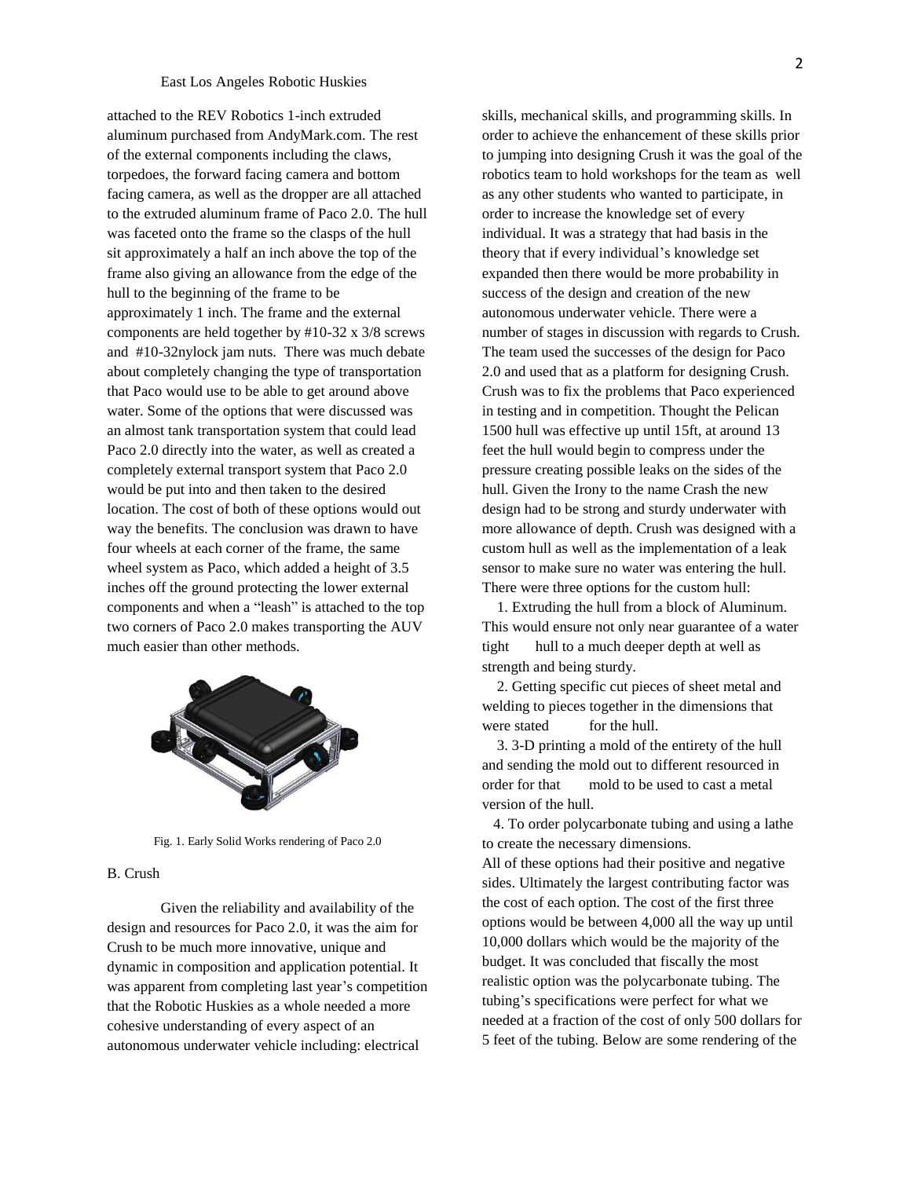attached to the REV Robotics 1-inch extruded aluminum purchased from AndyMark.com. The rest of the external components including the claws, torpedoes, the forward facing camera and bottom facing camera, as well as the dropper are all attached to the extruded aluminum frame of Paco 2.0. The hull was faceted onto the frame so the clasps of the hull sit approximately a half an inch above the top of the frame also giving an allowance from the edge of the hull to the beginning of the frame to be approximately 1 inch. The frame and the external components are held together by #10-32 x 3/8 screws and #10-32nylock jam nuts. There was much debate about completely changing the type of transportation that Paco would use to be able to get around above water. Some of the options that were discussed was an almost tank transportation system that could lead Paco 2.0 directly into the water, as well as created a completely external transport system that Paco 2.0 would be put into and then taken to the desired location. The cost of both of these options would out way the benefits. The conclusion was drawn to have four wheels at each corner of the frame, the same wheel system as Paco, which added a height of 3.5 inches off the ground protecting the lower external components and when a "leash" is attached to the top two corners of Paco 2.0 makes transporting the AUV much easier than other methods.

Fig. 1. Early Solid Works rendering of Paco 2.0

### B. Crush

Given the reliability and availability of the design and resources for Paco 2.0, it was the aim for Crush to be much more innovative, unique and dynamic in composition and application potential. It was apparent from completing last year's competition that the Robotic Huskies as a whole needed a more cohesive understanding of every aspect of an autonomous underwater vehicle including: electrical skills, mechanical skills, and programming skills. In order to achieve the enhancement of these skills prior to jumping into designing Crush it was the goal of the robotics team to hold workshops for the team as well as any other students who wanted to participate, in order to increase the knowledge set of every individual. It was a strategy that had basis in the theory that if every individual's knowledge set expanded then there would be more probability in success of the design and creation of the new autonomous underwater vehicle. There were a number of stages in discussion with regards to Crush. The team used the successes of the design for Paco 2.0 and used that as a platform for designing Crush. Crush was to fix the problems that Paco experienced in testing and in competition. Thought the Pelican 1500 hull was effective up until 15ft, at around 13 feet the hull would begin to compress under the pressure creating possible leaks on the sides of the hull. Given the Irony to the name Crash the new design had to be strong and sturdy underwater with more allowance of depth. Crush was designed with a custom hull as well as the implementation of a leak sensor to make sure no water was entering the hull. There were three options for the custom hull:

1. Extruding the hull from a block of Aluminum. This would ensure not only near guarantee of a water tight hull to a much deeper depth at well as strength and being sturdy.
2. Getting specific cut pieces of sheet metal and welding to pieces together in the dimensions that were stated for the hull.
3. 3-D printing a mold of the entirety of the hull and sending the mold out to different resourced in order for that mold to be used to cast a metal version of the hull.
4. To order polycarbonate tubing and using a lathe to create the necessary dimensions.

All of these options had their positive and negative sides. Ultimately the largest contributing factor was the cost of each option. The cost of the first three options would be between 4,000 all the way up until 10,000 dollars which would be the majority of the budget. It was concluded that fiscally the most realistic option was the polycarbonate tubing. The tubing's specifications were perfect for what we needed at a fraction of the cost of only 500 dollars for 5 feet of the tubing. Below are some rendering of the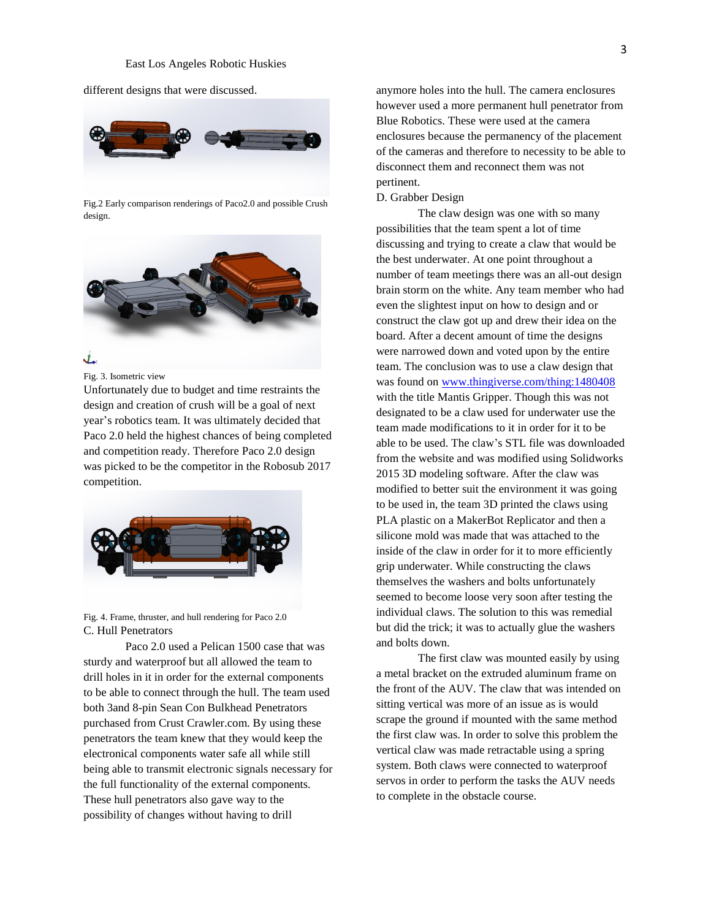different designs that were discussed.

Fig.2 Early comparison renderings of Paco2.0 and possible Crush design.

Fig. 3. Isometric view

Unfortunately due to budget and time restraints the design and creation of crush will be a goal of next year's robotics team. It was ultimately decided that Paco 2.0 held the highest chances of being completed and competition ready. Therefore Paco 2.0 design was picked to be the competitor in the Robosub 2017 competition.

Fig. 4. Frame, thruster, and hull rendering for Paco 2.0

C. Hull Penetrators

Paco 2.0 used a Pelican 1500 case that was sturdy and waterproof but all allowed the team to drill holes in it in order for the external components to be able to connect through the hull. The team used both 3and 8-pin Sean Con Bulkhead Penetrators purchased from Crust Crawler.com. By using these penetrators the team knew that they would keep the electronical components water safe all while still being able to transmit electronic signals necessary for the full functionality of the external components. These hull penetrators also gave way to the possibility of changes without having to drill anymore holes into the hull. The camera enclosures however used a more permanent hull penetrator from Blue Robotics. These were used at the camera enclosures because the permanency of the placement of the cameras and therefore to necessity to be able to disconnect them and reconnect them was not pertinent.

D. Grabber Design

The claw design was one with so many possibilities that the team spent a lot of time discussing and trying to create a claw that would be the best underwater. At one point throughout a number of team meetings there was an all-out design brain storm on the white. Any team member who had even the slightest input on how to design and or construct the claw got up and drew their idea on the board. After a decent amount of time the designs were narrowed down and voted upon by the entire team. The conclusion was to use a claw design that was found on www.thingiverse.com/thing:1480408 with the title Mantis Gripper. Though this was not designated to be a claw used for underwater use the team made modifications to it in order for it to be able to be used. The claw's STL file was downloaded from the website and was modified using Solidworks 2015 3D modeling software. After the claw was modified to better suit the environment it was going to be used in, the team 3D printed the claws using PLA plastic on a MakerBot Replicator and then a silicone mold was made that was attached to the inside of the claw in order for it to more efficiently grip underwater. While constructing the claws themselves the washers and bolts unfortunately seemed to become loose very soon after testing the individual claws. The solution to this was remedial but did the trick; it was to actually glue the washers and bolts down.

The first claw was mounted easily by using a metal bracket on the extruded aluminum frame on the front of the AUV. The claw that was intended on sitting vertical was more of an issue as is would scrape the ground if mounted with the same method the first claw was. In order to solve this problem the vertical claw was made retractable using a spring system. Both claws were connected to waterproof servos in order to perform the tasks the AUV needs to complete in the obstacle course.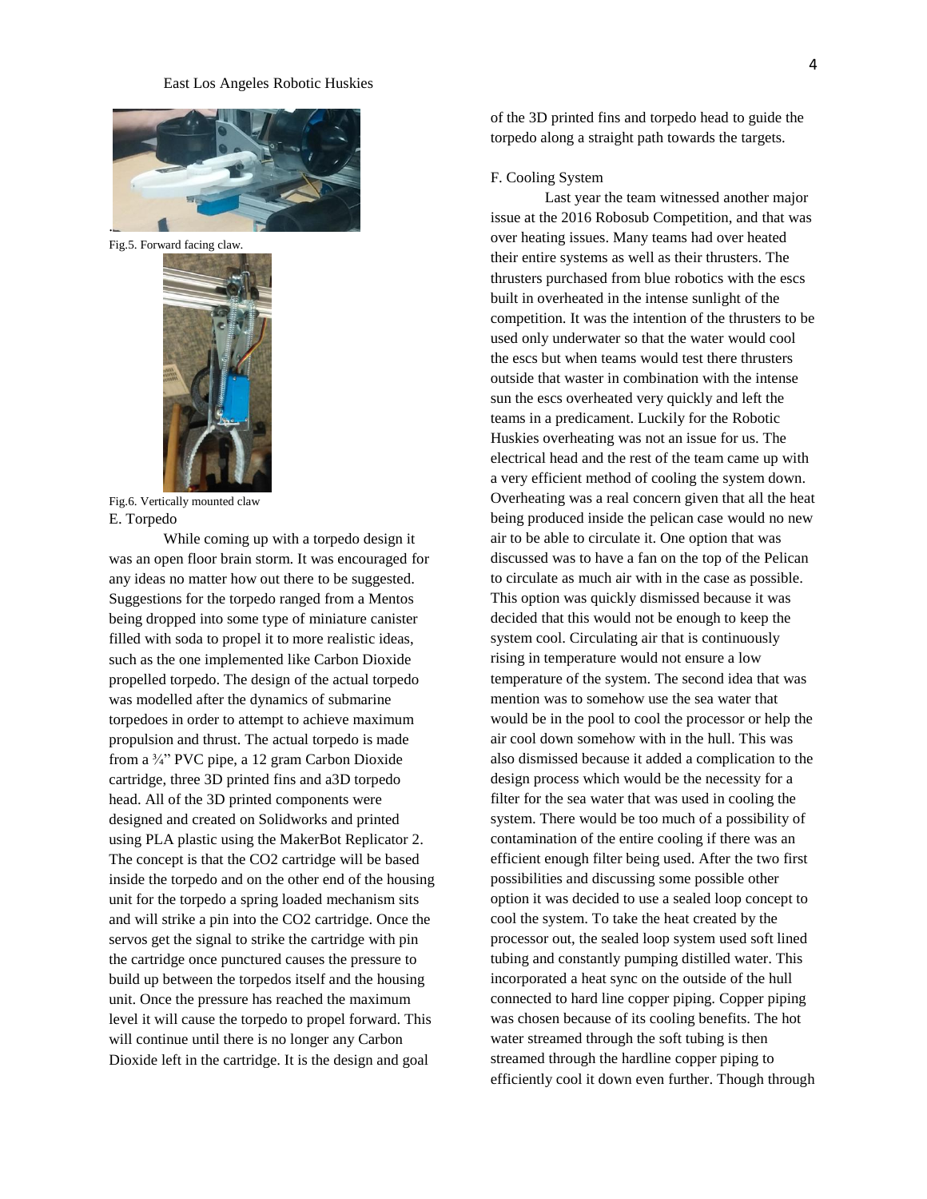Fig.5. Forward facing claw.

Fig.6. Vertically mounted claw

E. Torpedo

While coming up with a torpedo design it was an open floor brain storm. It was encouraged for any ideas no matter how out there to be suggested. Suggestions for the torpedo ranged from a Mentos being dropped into some type of miniature canister filled with soda to propel it to more realistic ideas, such as the one implemented like Carbon Dioxide propelled torpedo. The design of the actual torpedo was modelled after the dynamics of submarine torpedoes in order to attempt to achieve maximum propulsion and thrust. The actual torpedo is made from a ¾" PVC pipe, a 12 gram Carbon Dioxide cartridge, three 3D printed fins and a3D torpedo head. All of the 3D printed components were designed and created on Solidworks and printed using PLA plastic using the MakerBot Replicator 2. The concept is that the $CO_2$ cartridge will be based inside the torpedo and on the other end of the housing unit for the torpedo a spring loaded mechanism sits and will strike a pin into the $CO_2$ cartridge. Once the servos get the signal to strike the cartridge with pin the cartridge once punctured causes the pressure to build up between the torpedos itself and the housing unit. Once the pressure has reached the maximum level it will cause the torpedo to propel forward. This will continue until there is no longer any Carbon Dioxide left in the cartridge. It is the design and goal of the 3D printed fins and torpedo head to guide the torpedo along a straight path towards the targets.

F. Cooling System

Last year the team witnessed another major issue at the 2016 Robosub Competition, and that was over heating issues. Many teams had over heated their entire systems as well as their thrusters. The thrusters purchased from blue robotics with the escs built in overheated in the intense sunlight of the competition. It was the intention of the thrusters to be used only underwater so that the water would cool the escs but when teams would test there thrusters outside that waster in combination with the intense sun the escs overheated very quickly and left the teams in a predicament. Luckily for the Robotic Huskies overheating was not an issue for us. The electrical head and the rest of the team came up with a very efficient method of cooling the system down. Overheating was a real concern given that all the heat being produced inside the pelican case would no new air to be able to circulate it. One option that was discussed was to have a fan on the top of the Pelican to circulate as much air with in the case as possible. This option was quickly dismissed because it was decided that this would not be enough to keep the system cool. Circulating air that is continuously rising in temperature would not ensure a low temperature of the system. The second idea that was mention was to somehow use the sea water that would be in the pool to cool the processor or help the air cool down somehow with in the hull. This was also dismissed because it added a complication to the design process which would be the necessity for a filter for the sea water that was used in cooling the system. There would be too much of a possibility of contamination of the entire cooling if there was an efficient enough filter being used. After the two first possibilities and discussing some possible other option it was decided to use a sealed loop concept to cool the system. To take the heat created by the processor out, the sealed loop system used soft lined tubing and constantly pumping distilled water. This incorporated a heat sync on the outside of the hull connected to hard line copper piping. Copper piping was chosen because of its cooling benefits. The hot water streamed through the soft tubing is then streamed through the hardline copper piping to efficiently cool it down even further. Though through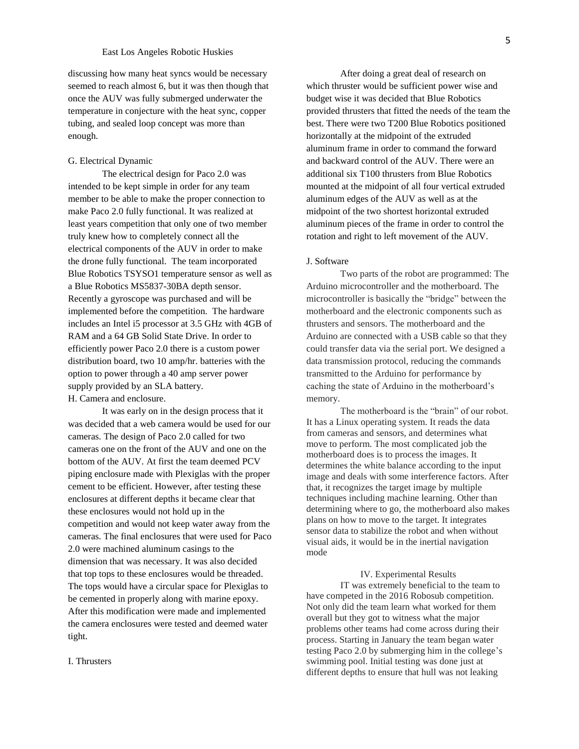discussing how many heat syncs would be necessary seemed to reach almost 6, but it was then though that once the AUV was fully submerged underwater the temperature in conjecture with the heat sync, copper tubing, and sealed loop concept was more than enough.

### G. Electrical Dynamic

The electrical design for Paco 2.0 was intended to be kept simple in order for any team member to be able to make the proper connection to make Paco 2.0 fully functional. It was realized at least years competition that only one of two member truly knew how to completely connect all the electrical components of the AUV in order to make the drone fully functional. The team incorporated Blue Robotics TSYSO1 temperature sensor as well as a Blue Robotics MS5837-30BA depth sensor. Recently a gyroscope was purchased and will be implemented before the competition. The hardware includes an Intel i5 processor at 3.5 GHz with 4GB of RAM and a 64 GB Solid State Drive. In order to efficiently power Paco 2.0 there is a custom power distribution board, two 10 amp/hr. batteries with the option to power through a 40 amp server power supply provided by an SLA battery.

### H. Camera and enclosure.

It was early on in the design process that it was decided that a web camera would be used for our cameras. The design of Paco 2.0 called for two cameras one on the front of the AUV and one on the bottom of the AUV. At first the team deemed PCV piping enclosure made with Plexiglas with the proper cement to be efficient. However, after testing these enclosures at different depths it became clear that these enclosures would not hold up in the competition and would not keep water away from the cameras. The final enclosures that were used for Paco 2.0 were machined aluminum casings to the dimension that was necessary. It was also decided that top tops to these enclosures would be threaded. The tops would have a circular space for Plexiglas to be cemented in properly along with marine epoxy. After this modification were made and implemented the camera enclosures were tested and deemed water tight.

### I. Thrusters

After doing a great deal of research on which thruster would be sufficient power wise and budget wise it was decided that Blue Robotics provided thrusters that fitted the needs of the team the best. There were two T200 Blue Robotics positioned horizontally at the midpoint of the extruded aluminum frame in order to command the forward and backward control of the AUV. There were an additional six T100 thrusters from Blue Robotics mounted at the midpoint of all four vertical extruded aluminum edges of the AUV as well as at the midpoint of the two shortest horizontal extruded aluminum pieces of the frame in order to control the rotation and right to left movement of the AUV.

### J. Software

Two parts of the robot are programmed: The Arduino microcontroller and the motherboard. The microcontroller is basically the "bridge" between the motherboard and the electronic components such as thrusters and sensors. The motherboard and the Arduino are connected with a USB cable so that they could transfer data via the serial port. We designed a data transmission protocol, reducing the commands transmitted to the Arduino for performance by caching the state of Arduino in the motherboard's memory.

The motherboard is the "brain" of our robot. It has a Linux operating system. It reads the data from cameras and sensors, and determines what move to perform. The most complicated job the motherboard does is to process the images. It determines the white balance according to the input image and deals with some interference factors. After that, it recognizes the target image by multiple techniques including machine learning. Other than determining where to go, the motherboard also makes plans on how to move to the target. It integrates sensor data to stabilize the robot and when without visual aids, it would be in the inertial navigation mode

## IV. Experimental Results

IT was extremely beneficial to the team to have competed in the 2016 Robosub competition. Not only did the team learn what worked for them overall but they got to witness what the major problems other teams had come across during their process. Starting in January the team began water testing Paco 2.0 by submerging him in the college's swimming pool. Initial testing was done just at different depths to ensure that hull was not leaking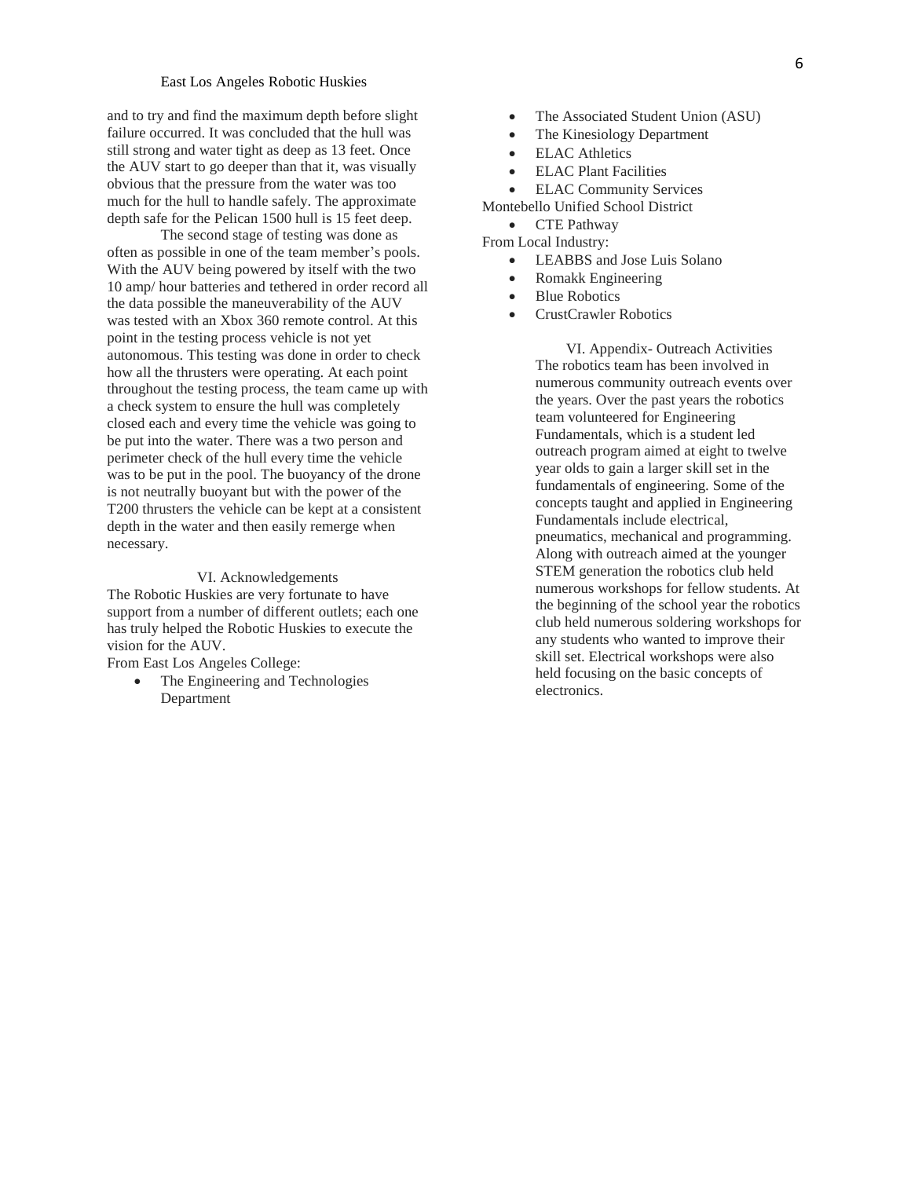and to try and find the maximum depth before slight failure occurred. It was concluded that the hull was still strong and water tight as deep as 13 feet. Once the AUV start to go deeper than that it, was visually obvious that the pressure from the water was too much for the hull to handle safely. The approximate depth safe for the Pelican 1500 hull is 15 feet deep.

The second stage of testing was done as often as possible in one of the team member's pools. With the AUV being powered by itself with the two 10 amp/ hour batteries and tethered in order record all the data possible the maneuverability of the AUV was tested with an Xbox 360 remote control. At this point in the testing process vehicle is not yet autonomous. This testing was done in order to check how all the thrusters were operating. At each point throughout the testing process, the team came up with a check system to ensure the hull was completely closed each and every time the vehicle was going to be put into the water. There was a two person and perimeter check of the hull every time the vehicle was to be put in the pool. The buoyancy of the drone is not neutrally buoyant but with the power of the T200 thrusters the vehicle can be kept at a consistent depth in the water and then easily remerge when necessary.

## VI. Acknowledgements

The Robotic Huskies are very fortunate to have support from a number of different outlets; each one has truly helped the Robotic Huskies to execute the vision for the AUV.

From East Los Angeles College:

- The Engineering and Technologies Department
- The Associated Student Union (ASU)
- The Kinesiology Department
- ELAC Athletics
- ELAC Plant Facilities
- ELAC Community Services

Montebello Unified School District

- CTE Pathway

From Local Industry:

- LEABBS and Jose Luis Solano
- Romakk Engineering
- Blue Robotics
- CrustCrawler Robotics

## VI. Appendix- Outreach Activities

The robotics team has been involved in numerous community outreach events over the years. Over the past years the robotics team volunteered for Engineering Fundamentals, which is a student led outreach program aimed at eight to twelve year olds to gain a larger skill set in the fundamentals of engineering. Some of the concepts taught and applied in Engineering Fundamentals include electrical, pneumatics, mechanical and programming. Along with outreach aimed at the younger STEM generation the robotics club held numerous workshops for fellow students. At the beginning of the school year the robotics club held numerous soldering workshops for any students who wanted to improve their skill set. Electrical workshops were also held focusing on the basic concepts of electronics.